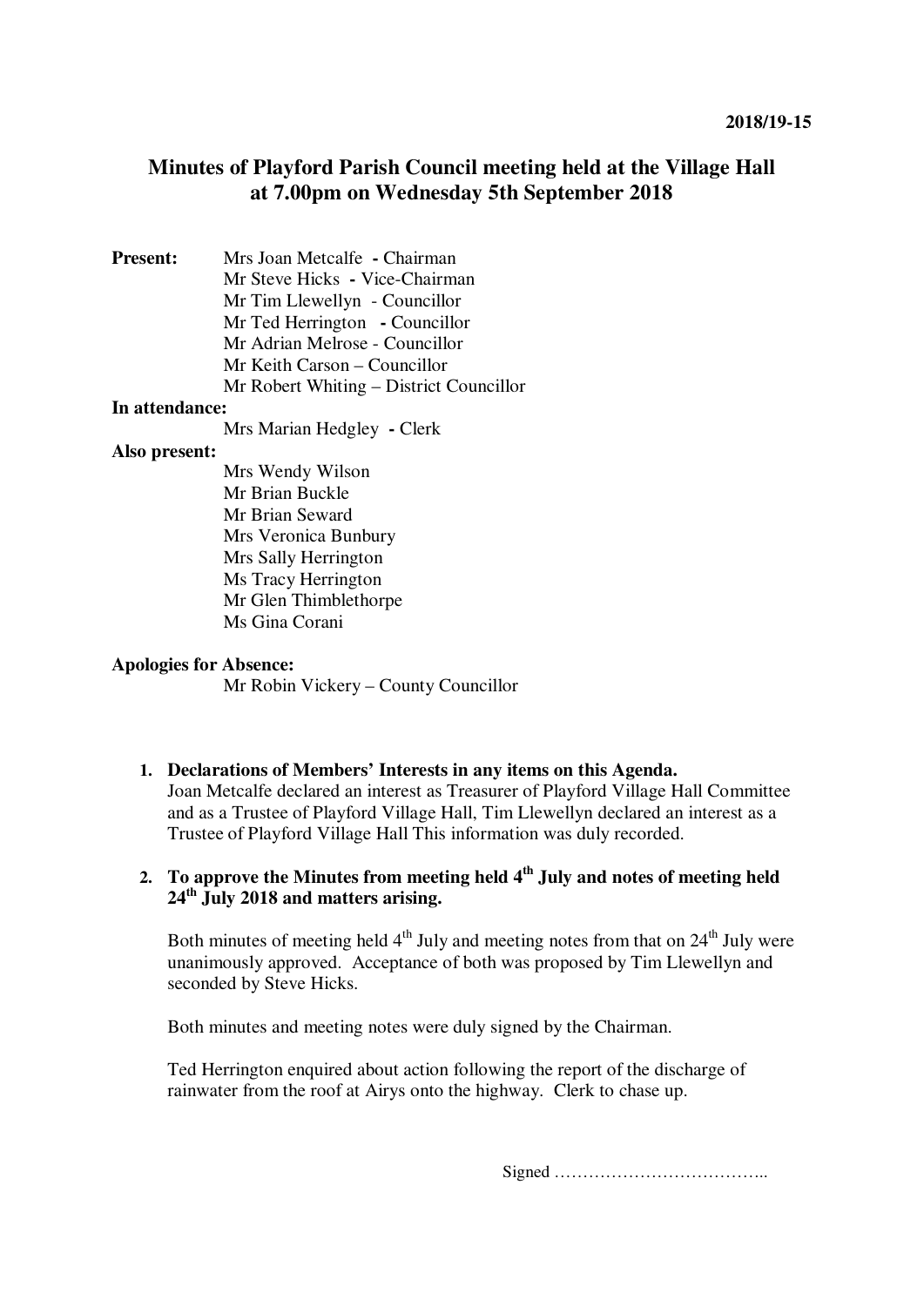2018/19-15

# Minutes of Playford Parish Council meeting held at the Village Hall at 7.00pm on Wednesday 5th September 2018

**Present:**
Mrs Joan Metcalfe - Chairman
Mr Steve Hicks - Vice-Chairman
Mr Tim Llewellyn - Councillor
Mr Ted Herrington - Councillor
Mr Adrian Melrose - Councillor
Mr Keith Carson – Councillor
Mr Robert Whiting – District Councillor

**In attendance:**
Mrs Marian Hedgley - Clerk

**Also present:**
Mrs Wendy Wilson
Mr Brian Buckle
Mr Brian Seward
Mrs Veronica Bunbury
Mrs Sally Herrington
Ms Tracy Herrington
Mr Glen Thimblethorpe
Ms Gina Corani

**Apologies for Absence:**
Mr Robin Vickery – County Councillor

1. **Declarations of Members' Interests in any items on this Agenda.**
   Joan Metcalfe declared an interest as Treasurer of Playford Village Hall Committee and as a Trustee of Playford Village Hall, Tim Llewellyn declared an interest as a Trustee of Playford Village Hall This information was duly recorded.

2. **To approve the Minutes from meeting held 4th July and notes of meeting held 24th July 2018 and matters arising.**

   Both minutes of meeting held 4th July and meeting notes from that on 24th July were unanimously approved. Acceptance of both was proposed by Tim Llewellyn and seconded by Steve Hicks.

   Both minutes and meeting notes were duly signed by the Chairman.

   Ted Herrington enquired about action following the report of the discharge of rainwater from the roof at Airys onto the highway. Clerk to chase up.

Signed ………………………………..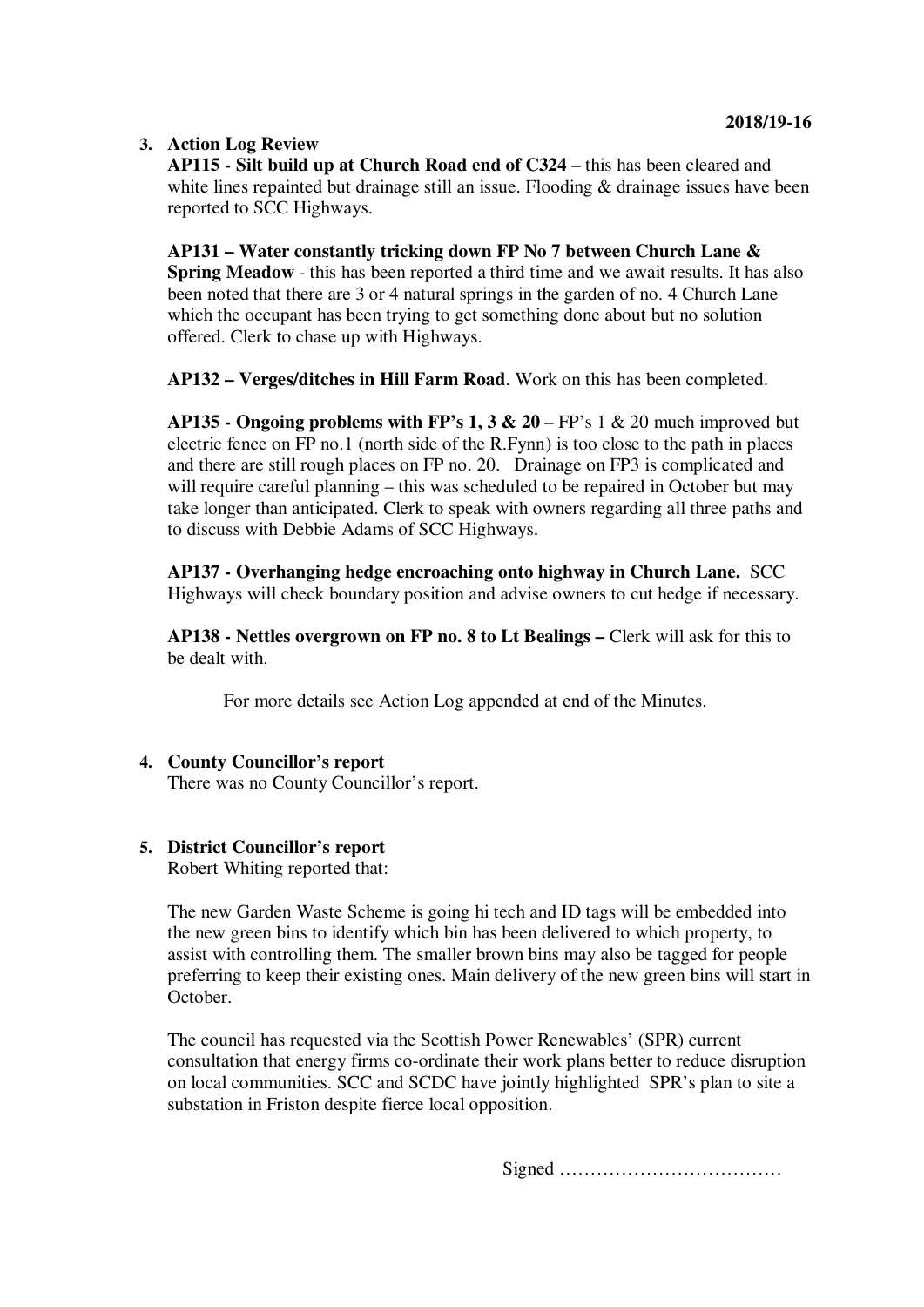**2018/19-16**

3. **Action Log Review**

   **AP115 - Silt build up at Church Road end of C324** – this has been cleared and white lines repainted but drainage still an issue. Flooding & drainage issues have been reported to SCC Highways.

   **AP131 – Water constantly tricking down FP No 7 between Church Lane & Spring Meadow** - this has been reported a third time and we await results. It has also been noted that there are 3 or 4 natural springs in the garden of no. 4 Church Lane which the occupant has been trying to get something done about but no solution offered. Clerk to chase up with Highways.

   **AP132 – Verges/ditches in Hill Farm Road**. Work on this has been completed.

   **AP135 - Ongoing problems with FP's 1, 3 & 20** – FP's 1 & 20 much improved but electric fence on FP no.1 (north side of the R.Fynn) is too close to the path in places and there are still rough places on FP no. 20. Drainage on FP3 is complicated and will require careful planning – this was scheduled to be repaired in October but may take longer than anticipated. Clerk to speak with owners regarding all three paths and to discuss with Debbie Adams of SCC Highways.

   **AP137 - Overhanging hedge encroaching onto highway in Church Lane.** SCC Highways will check boundary position and advise owners to cut hedge if necessary.

   **AP138 - Nettles overgrown on FP no. 8 to Lt Bealings –** Clerk will ask for this to be dealt with.

   For more details see Action Log appended at end of the Minutes.

4. **County Councillor's report**

   There was no County Councillor's report.

5. **District Councillor's report**

   Robert Whiting reported that:

   The new Garden Waste Scheme is going hi tech and ID tags will be embedded into the new green bins to identify which bin has been delivered to which property, to assist with controlling them. The smaller brown bins may also be tagged for people preferring to keep their existing ones. Main delivery of the new green bins will start in October.

   The council has requested via the Scottish Power Renewables' (SPR) current consultation that energy firms co-ordinate their work plans better to reduce disruption on local communities. SCC and SCDC have jointly highlighted SPR's plan to site a substation in Friston despite fierce local opposition.

Signed ………………………………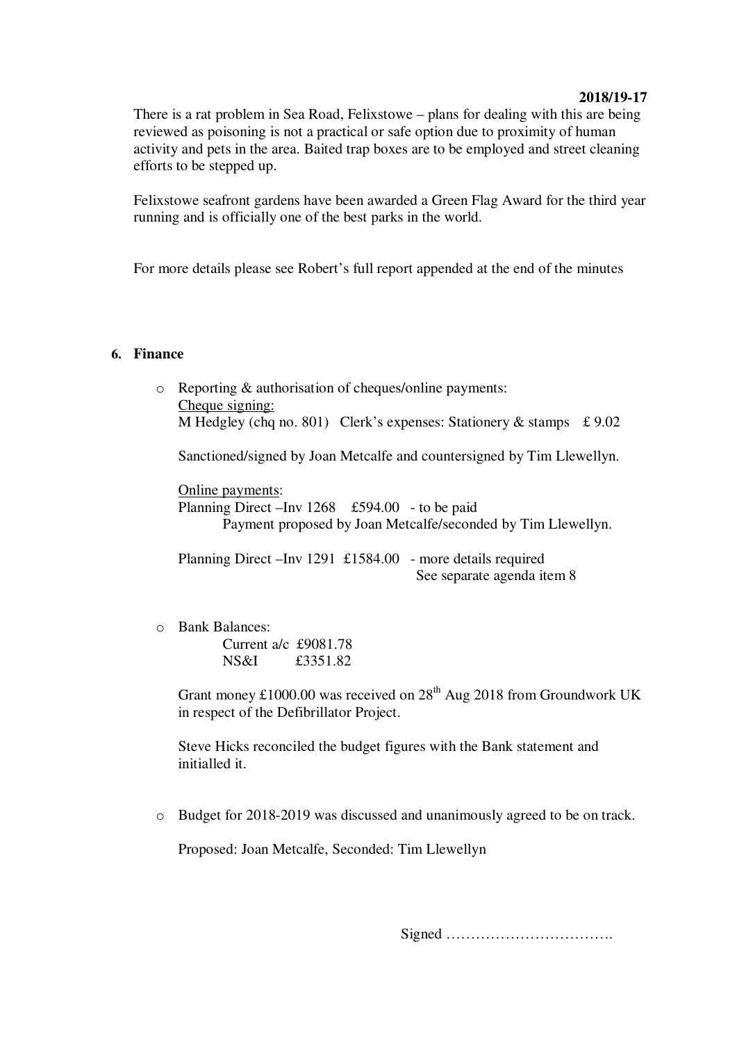There is a rat problem in Sea Road, Felixstowe – plans for dealing with this are being reviewed as poisoning is not a practical or safe option due to proximity of human activity and pets in the area. Baited trap boxes are to be employed and street cleaning efforts to be stepped up.

Felixstowe seafront gardens have been awarded a Green Flag Award for the third year running and is officially one of the best parks in the world.

For more details please see Robert's full report appended at the end of the minutes

## 6. Finance

- Reporting & authorisation of cheques/online payments:
  Cheque signing:
  M Hedgley (chq no. 801) Clerk's expenses: Stationery & stamps £ 9.02

  Sanctioned/signed by Joan Metcalfe and countersigned by Tim Llewellyn.

  Online payments:
  Planning Direct –Inv 1268 £594.00 - to be paid
  Payment proposed by Joan Metcalfe/seconded by Tim Llewellyn.

  Planning Direct –Inv 1291 £1584.00 - more details required
  See separate agenda item 8

- Bank Balances:
  Current a/c £9081.78
  NS&I £3351.82

  Grant money £1000.00 was received on 28th Aug 2018 from Groundwork UK in respect of the Defibrillator Project.

  Steve Hicks reconciled the budget figures with the Bank statement and initialled it.

- Budget for 2018-2019 was discussed and unanimously agreed to be on track.

  Proposed: Joan Metcalfe, Seconded: Tim Llewellyn

Signed …………………………….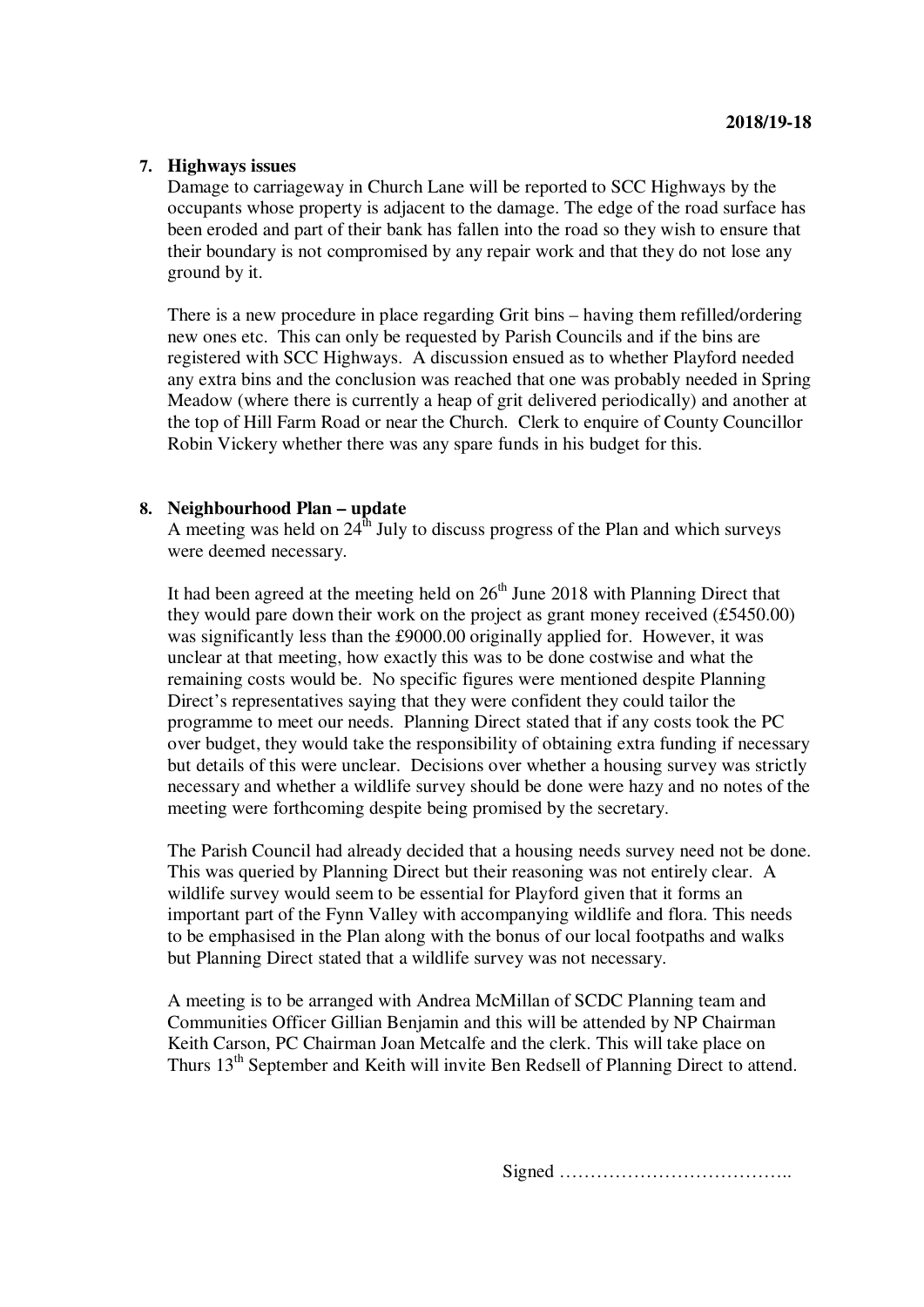**7. Highways issues**

Damage to carriageway in Church Lane will be reported to SCC Highways by the occupants whose property is adjacent to the damage. The edge of the road surface has been eroded and part of their bank has fallen into the road so they wish to ensure that their boundary is not compromised by any repair work and that they do not lose any ground by it.

There is a new procedure in place regarding Grit bins – having them refilled/ordering new ones etc. This can only be requested by Parish Councils and if the bins are registered with SCC Highways. A discussion ensued as to whether Playford needed any extra bins and the conclusion was reached that one was probably needed in Spring Meadow (where there is currently a heap of grit delivered periodically) and another at the top of Hill Farm Road or near the Church. Clerk to enquire of County Councillor Robin Vickery whether there was any spare funds in his budget for this.

**8. Neighbourhood Plan – update**

A meeting was held on 24th July to discuss progress of the Plan and which surveys were deemed necessary.

It had been agreed at the meeting held on 26th June 2018 with Planning Direct that they would pare down their work on the project as grant money received (£5450.00) was significantly less than the £9000.00 originally applied for. However, it was unclear at that meeting, how exactly this was to be done costwise and what the remaining costs would be. No specific figures were mentioned despite Planning Direct's representatives saying that they were confident they could tailor the programme to meet our needs. Planning Direct stated that if any costs took the PC over budget, they would take the responsibility of obtaining extra funding if necessary but details of this were unclear. Decisions over whether a housing survey was strictly necessary and whether a wildlife survey should be done were hazy and no notes of the meeting were forthcoming despite being promised by the secretary.

The Parish Council had already decided that a housing needs survey need not be done. This was queried by Planning Direct but their reasoning was not entirely clear. A wildlife survey would seem to be essential for Playford given that it forms an important part of the Fynn Valley with accompanying wildlife and flora. This needs to be emphasised in the Plan along with the bonus of our local footpaths and walks but Planning Direct stated that a wildlife survey was not necessary.

A meeting is to be arranged with Andrea McMillan of SCDC Planning team and Communities Officer Gillian Benjamin and this will be attended by NP Chairman Keith Carson, PC Chairman Joan Metcalfe and the clerk. This will take place on Thurs 13th September and Keith will invite Ben Redsell of Planning Direct to attend.

Signed ………………………………..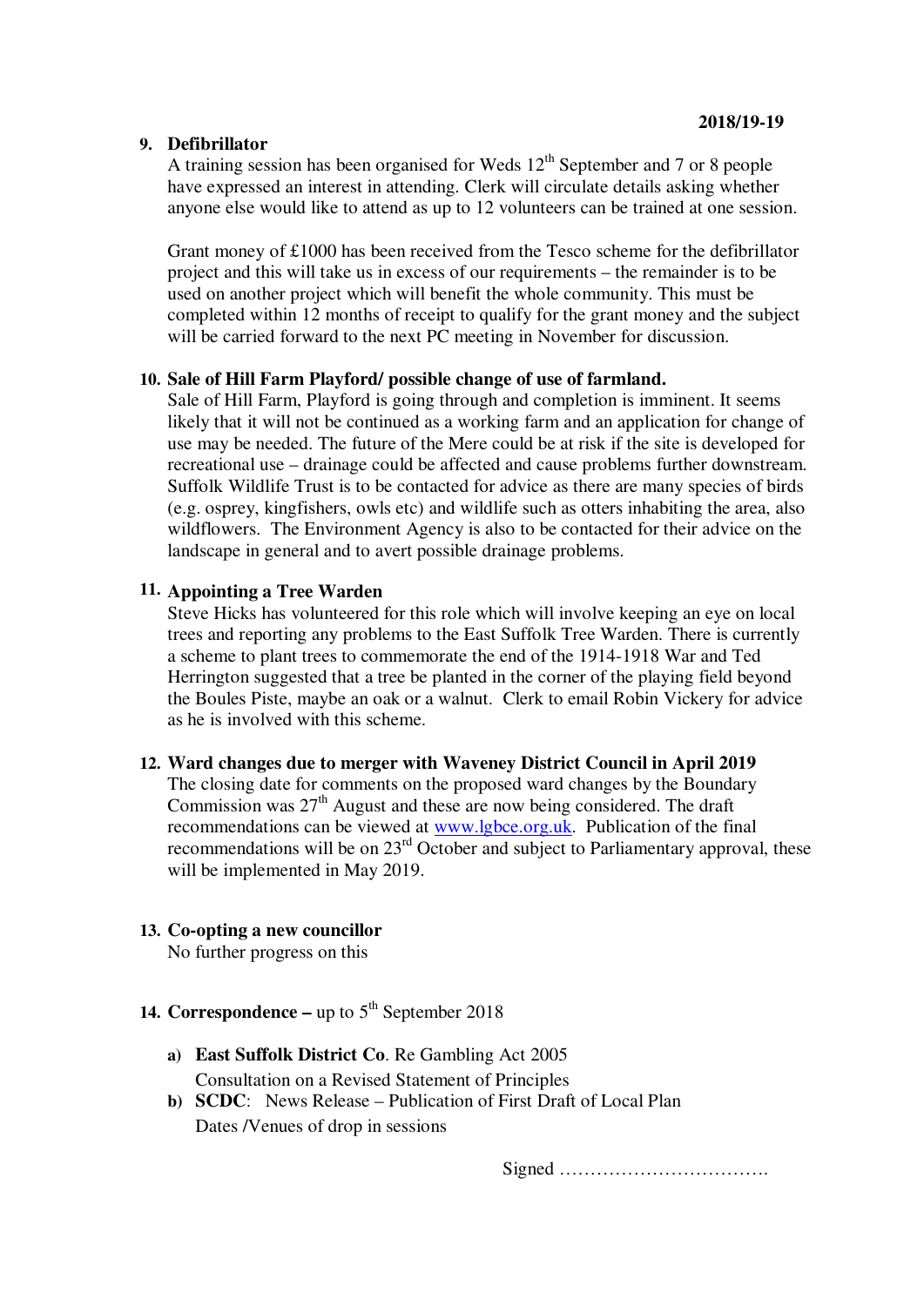**2018/19-19**

**9. Defibrillator**

A training session has been organised for Weds 12th September and 7 or 8 people have expressed an interest in attending. Clerk will circulate details asking whether anyone else would like to attend as up to 12 volunteers can be trained at one session.

Grant money of £1000 has been received from the Tesco scheme for the defibrillator project and this will take us in excess of our requirements – the remainder is to be used on another project which will benefit the whole community. This must be completed within 12 months of receipt to qualify for the grant money and the subject will be carried forward to the next PC meeting in November for discussion.

**10. Sale of Hill Farm Playford/ possible change of use of farmland.**

Sale of Hill Farm, Playford is going through and completion is imminent. It seems likely that it will not be continued as a working farm and an application for change of use may be needed. The future of the Mere could be at risk if the site is developed for recreational use – drainage could be affected and cause problems further downstream. Suffolk Wildlife Trust is to be contacted for advice as there are many species of birds (e.g. osprey, kingfishers, owls etc) and wildlife such as otters inhabiting the area, also wildflowers. The Environment Agency is also to be contacted for their advice on the landscape in general and to avert possible drainage problems.

**11. Appointing a Tree Warden**

Steve Hicks has volunteered for this role which will involve keeping an eye on local trees and reporting any problems to the East Suffolk Tree Warden. There is currently a scheme to plant trees to commemorate the end of the 1914-1918 War and Ted Herrington suggested that a tree be planted in the corner of the playing field beyond the Boules Piste, maybe an oak or a walnut. Clerk to email Robin Vickery for advice as he is involved with this scheme.

**12. Ward changes due to merger with Waveney District Council in April 2019**

The closing date for comments on the proposed ward changes by the Boundary Commission was 27th August and these are now being considered. The draft recommendations can be viewed at www.lgbce.org.uk. Publication of the final recommendations will be on 23rd October and subject to Parliamentary approval, these will be implemented in May 2019.

**13. Co-opting a new councillor**

No further progress on this

**14. Correspondence –** up to 5th September 2018

a) **East Suffolk District Co**. Re Gambling Act 2005
   Consultation on a Revised Statement of Principles
b) **SCDC**: News Release – Publication of First Draft of Local Plan
   Dates /Venues of drop in sessions

Signed …………………………….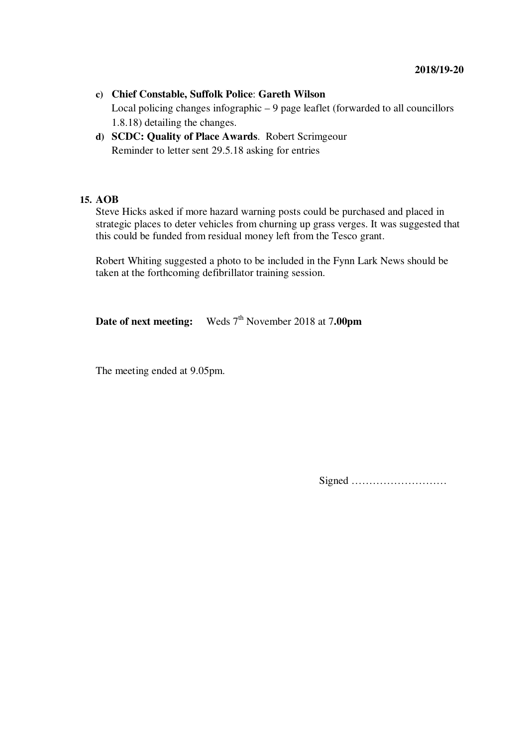2018/19-20

c) **Chief Constable, Suffolk Police**: **Gareth Wilson**
   Local policing changes infographic – 9 page leaflet (forwarded to all councillors 1.8.18) detailing the changes.

d) **SCDC: Quality of Place Awards**. Robert Scrimgeour
   Reminder to letter sent 29.5.18 asking for entries

**15. AOB**

Steve Hicks asked if more hazard warning posts could be purchased and placed in strategic places to deter vehicles from churning up grass verges. It was suggested that this could be funded from residual money left from the Tesco grant.

Robert Whiting suggested a photo to be included in the Fynn Lark News should be taken at the forthcoming defibrillator training session.

**Date of next meeting:** Weds 7th November 2018 at 7**.00pm**

The meeting ended at 9.05pm.

Signed ………………………